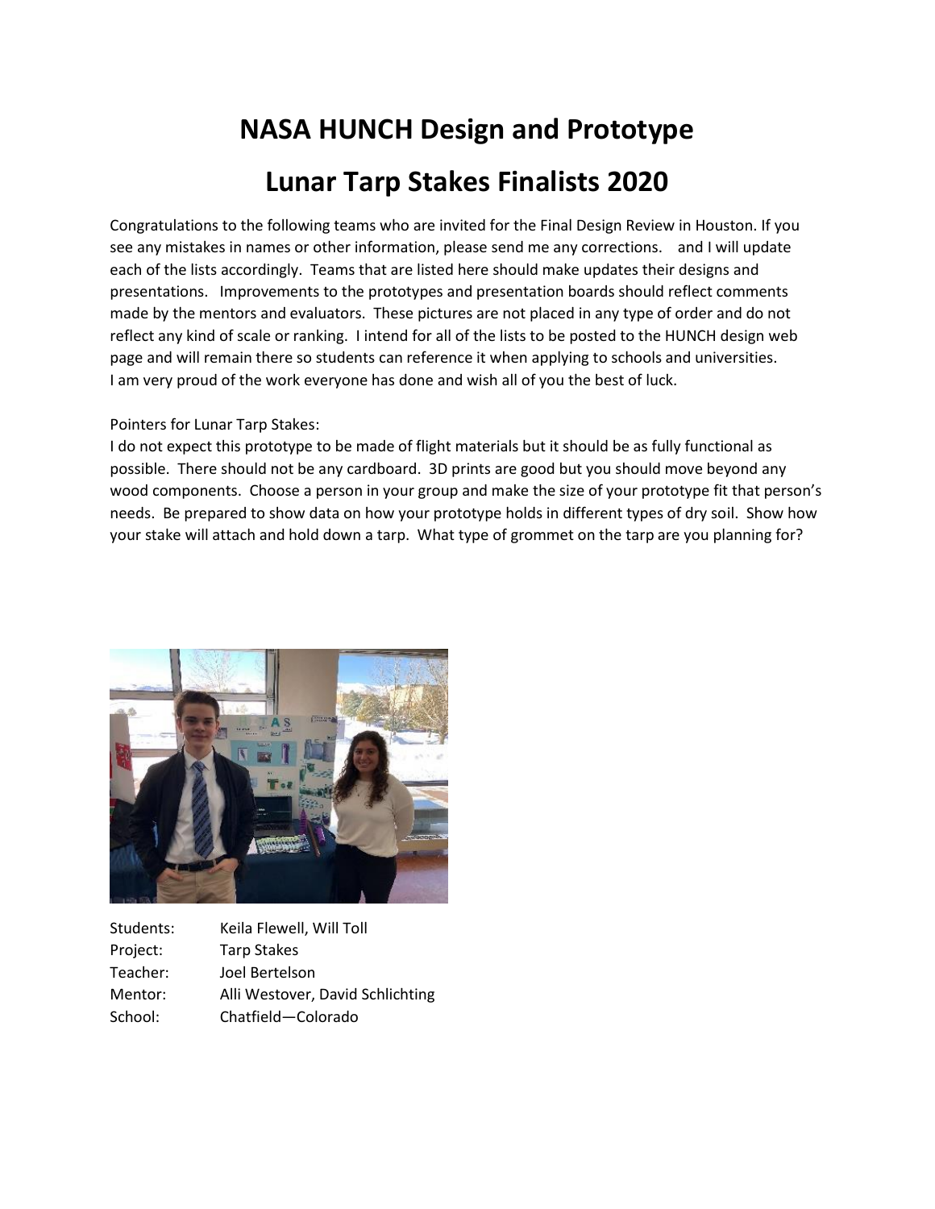# NASA HUNCH Design and Prototype

# Lunar Tarp Stakes Finalists 2020

Congratulations to the following teams who are invited for the Final Design Review in Houston. If you see any mistakes in names or other information, please send me any corrections.  and I will update each of the lists accordingly. Teams that are listed here should make updates their designs and presentations. Improvements to the prototypes and presentation boards should reflect comments made by the mentors and evaluators. These pictures are not placed in any type of order and do not reflect any kind of scale or ranking. I intend for all of the lists to be posted to the HUNCH design web page and will remain there so students can reference it when applying to schools and universities. I am very proud of the work everyone has done and wish all of you the best of luck.

Pointers for Lunar Tarp Stakes:
I do not expect this prototype to be made of flight materials but it should be as fully functional as possible. There should not be any cardboard. 3D prints are good but you should move beyond any wood components. Choose a person in your group and make the size of your prototype fit that person's needs. Be prepared to show data on how your prototype holds in different types of dry soil. Show how your stake will attach and hold down a tarp. What type of grommet on the tarp are you planning for?

Students: Keila Flewell, Will Toll
Project: Tarp Stakes
Teacher: Joel Bertelson
Mentor: Alli Westover, David Schlichting
School: Chatfield—Colorado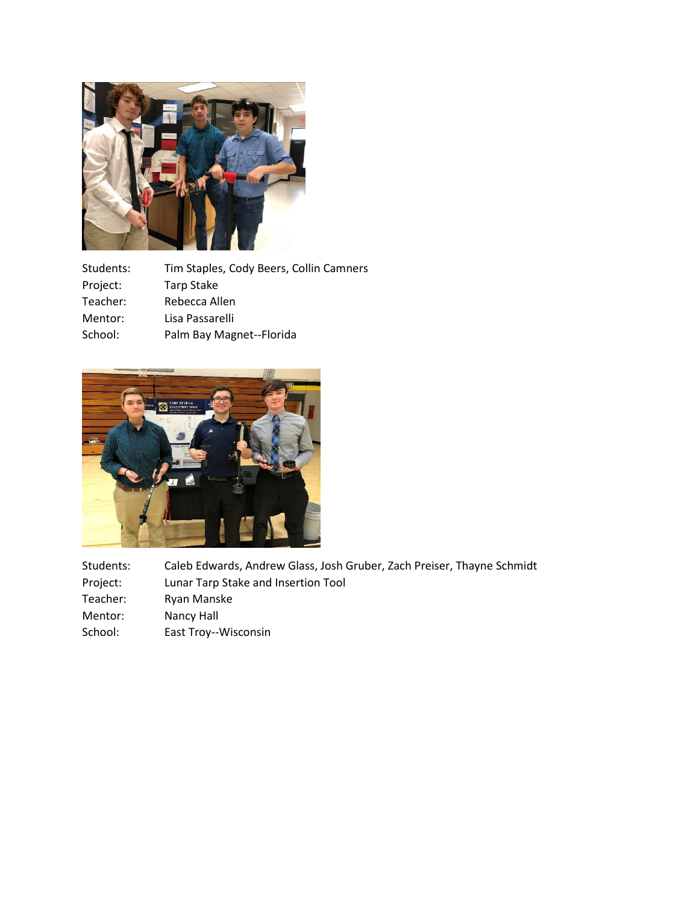| | |
|---|---|
| Students: | Tim Staples, Cody Beers, Collin Camners |
| Project: | Tarp Stake |
| Teacher: | Rebecca Allen |
| Mentor: | Lisa Passarelli |
| School: | Palm Bay Magnet--Florida |

| | |
|---|---|
| Students: | Caleb Edwards, Andrew Glass, Josh Gruber, Zach Preiser, Thayne Schmidt |
| Project: | Lunar Tarp Stake and Insertion Tool |
| Teacher: | Ryan Manske |
| Mentor: | Nancy Hall |
| School: | East Troy--Wisconsin |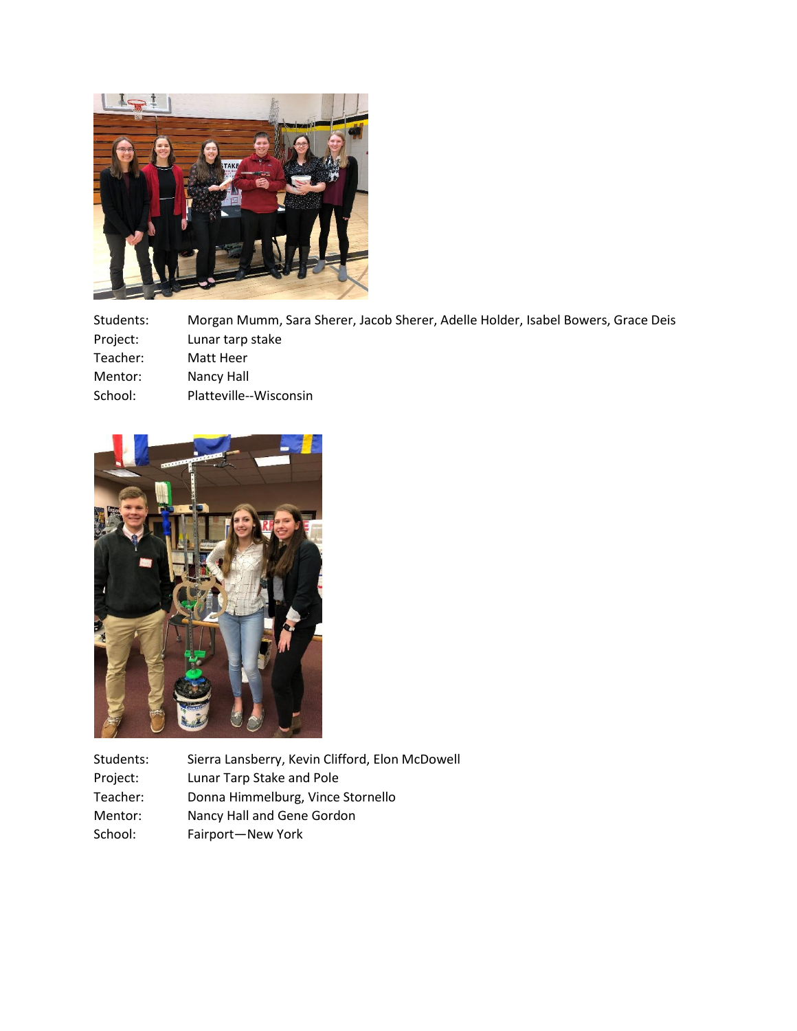| | |
|---|---|
| Students: | Morgan Mumm, Sara Sherer, Jacob Sherer, Adelle Holder, Isabel Bowers, Grace Deis |
| Project: | Lunar tarp stake |
| Teacher: | Matt Heer |
| Mentor: | Nancy Hall |
| School: | Platteville--Wisconsin |

| | |
|---|---|
| Students: | Sierra Lansberry, Kevin Clifford, Elon McDowell |
| Project: | Lunar Tarp Stake and Pole |
| Teacher: | Donna Himmelburg, Vince Stornello |
| Mentor: | Nancy Hall and Gene Gordon |
| School: | Fairport—New York |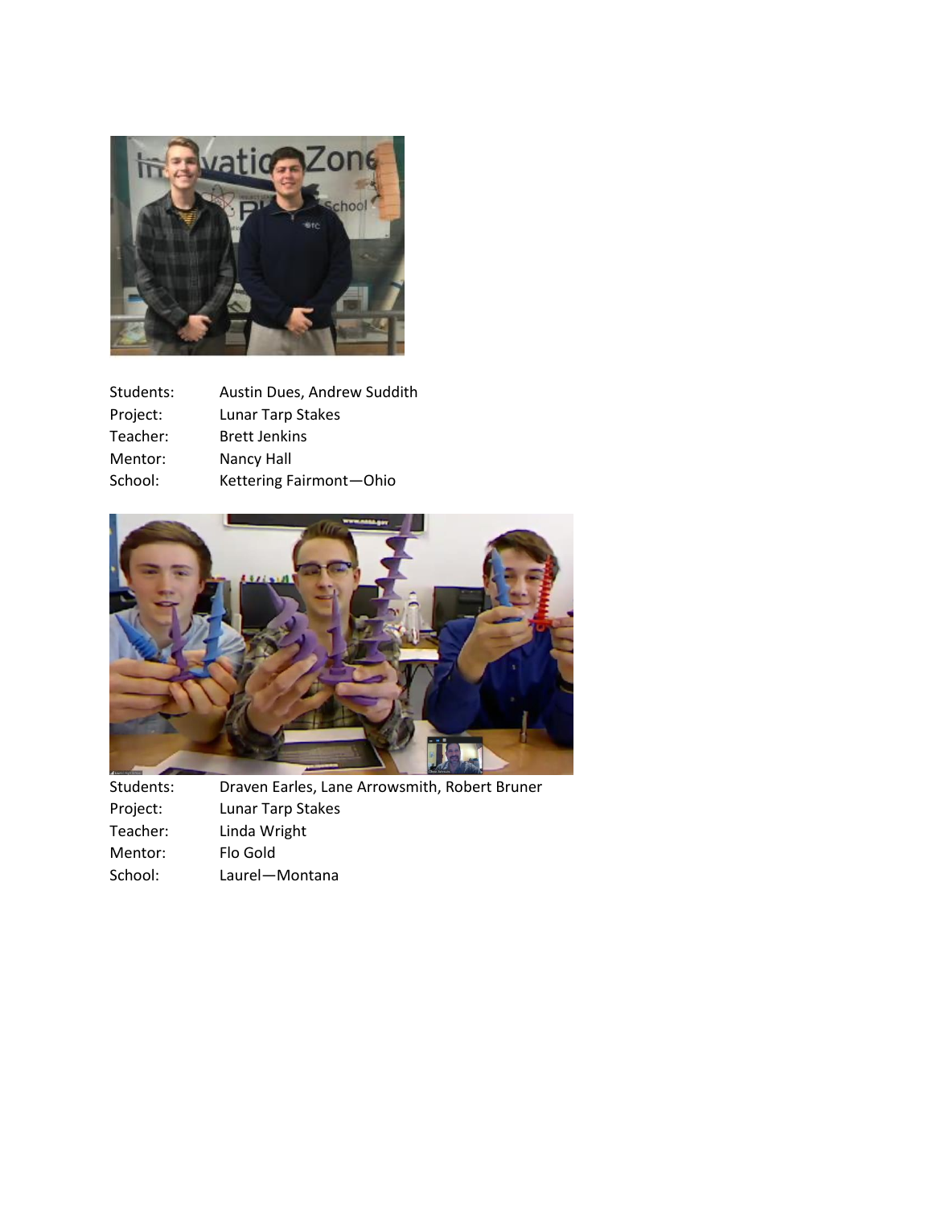| | |
|---|---|
| Students: | Austin Dues, Andrew Suddith |
| Project: | Lunar Tarp Stakes |
| Teacher: | Brett Jenkins |
| Mentor: | Nancy Hall |
| School: | Kettering Fairmont—Ohio |

| | |
|---|---|
| Students: | Draven Earles, Lane Arrowsmith, Robert Bruner |
| Project: | Lunar Tarp Stakes |
| Teacher: | Linda Wright |
| Mentor: | Flo Gold |
| School: | Laurel—Montana |